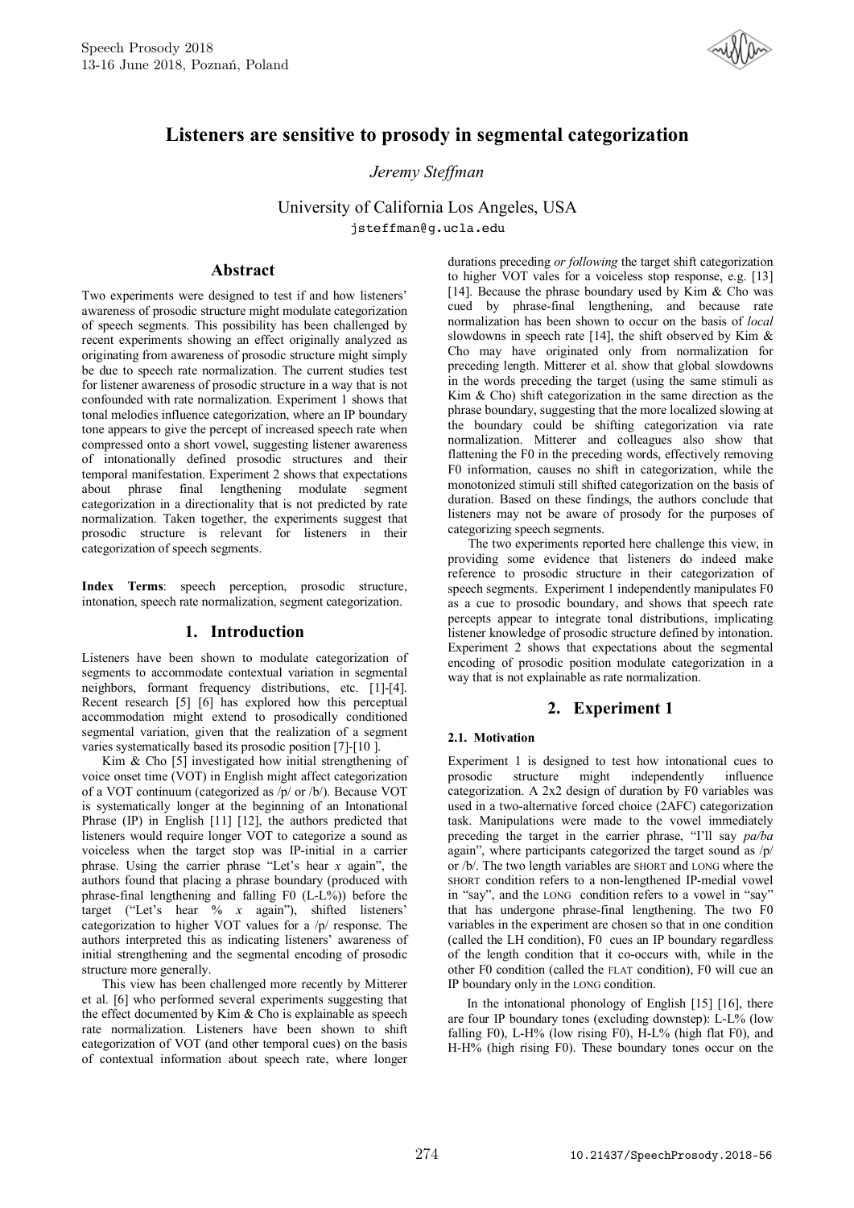# Listeners are sensitive to prosody in segmental categorization

*Jeremy Steffman*

University of California Los Angeles, USA

jsteffman@g.ucla.edu

## Abstract

Two experiments were designed to test if and how listeners' awareness of prosodic structure might modulate categorization of speech segments. This possibility has been challenged by recent experiments showing an effect originally analyzed as originating from awareness of prosodic structure might simply be due to speech rate normalization. The current studies test for listener awareness of prosodic structure in a way that is not confounded with rate normalization. Experiment 1 shows that tonal melodies influence categorization, where an IP boundary tone appears to give the percept of increased speech rate when compressed onto a short vowel, suggesting listener awareness of intonationally defined prosodic structures and their temporal manifestation. Experiment 2 shows that expectations about phrase final lengthening modulate segment categorization in a directionality that is not predicted by rate normalization. Taken together, the experiments suggest that prosodic structure is relevant for listeners in their categorization of speech segments.

**Index Terms**: speech perception, prosodic structure, intonation, speech rate normalization, segment categorization.

## 1. Introduction

Listeners have been shown to modulate categorization of segments to accommodate contextual variation in segmental neighbors, formant frequency distributions, etc. [1]-[4]. Recent research [5] [6] has explored how this perceptual accommodation might extend to prosodically conditioned segmental variation, given that the realization of a segment varies systematically based its prosodic position [7]-[10 ].

Kim & Cho [5] investigated how initial strengthening of voice onset time (VOT) in English might affect categorization of a VOT continuum (categorized as /p/ or /b/). Because VOT is systematically longer at the beginning of an Intonational Phrase (IP) in English [11] [12], the authors predicted that listeners would require longer VOT to categorize a sound as voiceless when the target stop was IP-initial in a carrier phrase. Using the carrier phrase "Let's hear *x* again", the authors found that placing a phrase boundary (produced with phrase-final lengthening and falling F0 (L-L%)) before the target ("Let's hear % *x* again"), shifted listeners' categorization to higher VOT values for a /p/ response. The authors interpreted this as indicating listeners' awareness of initial strengthening and the segmental encoding of prosodic structure more generally.

This view has been challenged more recently by Mitterer et al. [6] who performed several experiments suggesting that the effect documented by Kim & Cho is explainable as speech rate normalization. Listeners have been shown to shift categorization of VOT (and other temporal cues) on the basis of contextual information about speech rate, where longer durations preceding *or following* the target shift categorization to higher VOT vales for a voiceless stop response, e.g. [13] [14]. Because the phrase boundary used by Kim & Cho was cued by phrase-final lengthening, and because rate normalization has been shown to occur on the basis of *local* slowdowns in speech rate [14], the shift observed by Kim & Cho may have originated only from normalization for preceding length. Mitterer et al. show that global slowdowns in the words preceding the target (using the same stimuli as Kim & Cho) shift categorization in the same direction as the phrase boundary, suggesting that the more localized slowing at the boundary could be shifting categorization via rate normalization. Mitterer and colleagues also show that flattening the F0 in the preceding words, effectively removing F0 information, causes no shift in categorization, while the monotonized stimuli still shifted categorization on the basis of duration. Based on these findings, the authors conclude that listeners may not be aware of prosody for the purposes of categorizing speech segments.

The two experiments reported here challenge this view, in providing some evidence that listeners do indeed make reference to prosodic structure in their categorization of speech segments. Experiment 1 independently manipulates F0 as a cue to prosodic boundary, and shows that speech rate percepts appear to integrate tonal distributions, implicating listener knowledge of prosodic structure defined by intonation. Experiment 2 shows that expectations about the segmental encoding of prosodic position modulate categorization in a way that is not explainable as rate normalization.

## 2. Experiment 1

### 2.1. Motivation

Experiment 1 is designed to test how intonational cues to prosodic structure might independently influence categorization. A 2x2 design of duration by F0 variables was used in a two-alternative forced choice (2AFC) categorization task. Manipulations were made to the vowel immediately preceding the target in the carrier phrase, "I'll say *pa/ba* again", where participants categorized the target sound as /p/ or /b/. The two length variables are SHORT and LONG where the SHORT condition refers to a non-lengthened IP-medial vowel in "say", and the LONG condition refers to a vowel in "say" that has undergone phrase-final lengthening. The two F0 variables in the experiment are chosen so that in one condition (called the LH condition), F0 cues an IP boundary regardless of the length condition that it co-occurs with, while in the other F0 condition (called the FLAT condition), F0 will cue an IP boundary only in the LONG condition.

In the intonational phonology of English [15] [16], there are four IP boundary tones (excluding downstep): L-L% (low falling F0), L-H% (low rising F0), H-L% (high flat F0), and H-H% (high rising F0). These boundary tones occur on the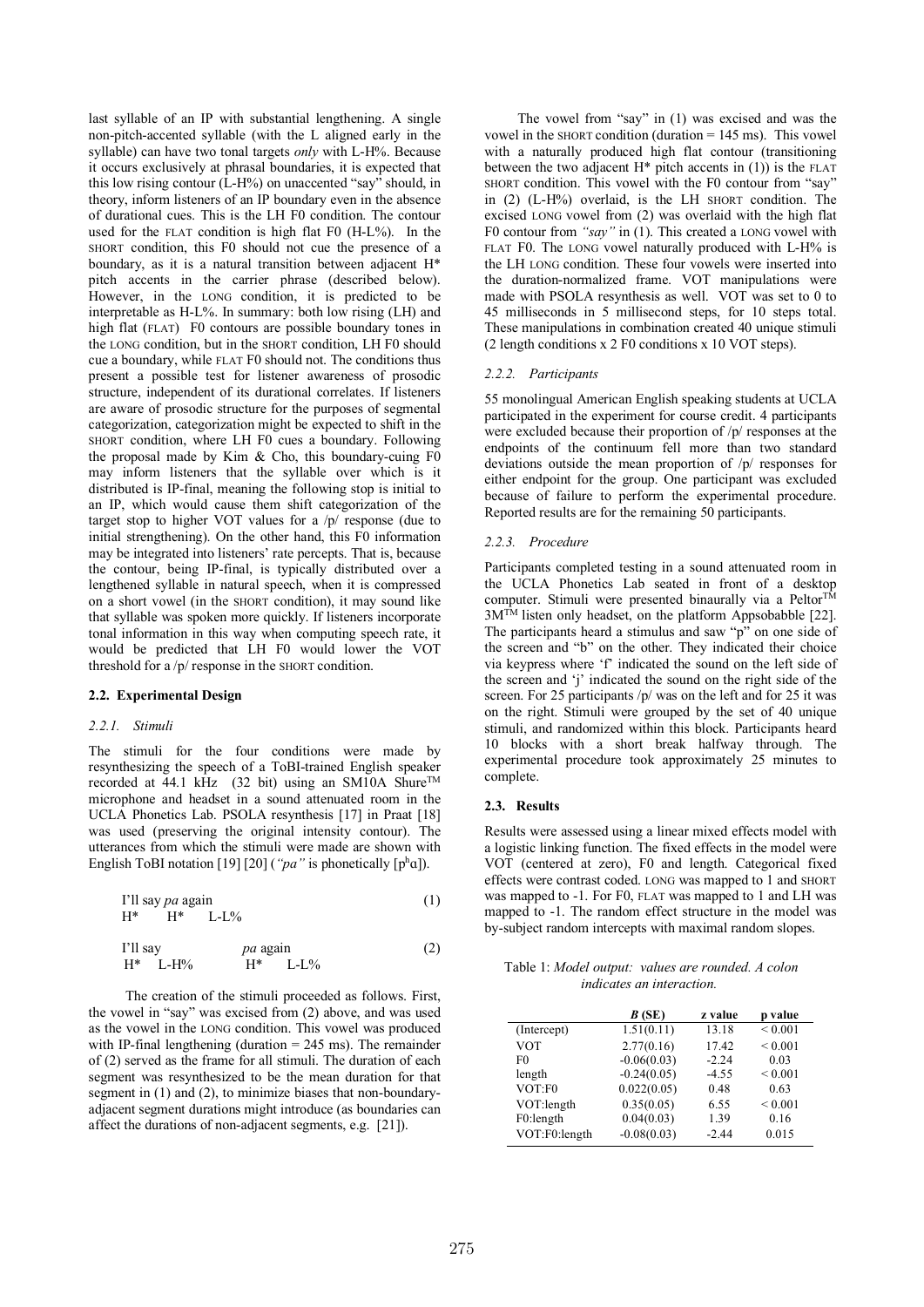last syllable of an IP with substantial lengthening. A single non-pitch-accented syllable (with the L aligned early in the syllable) can have two tonal targets *only* with L-H%. Because it occurs exclusively at phrasal boundaries, it is expected that this low rising contour (L-H%) on unaccented "say" should, in theory, inform listeners of an IP boundary even in the absence of durational cues. This is the LH F0 condition. The contour used for the FLAT condition is high flat F0 (H-L%). In the SHORT condition, this F0 should not cue the presence of a boundary, as it is a natural transition between adjacent H* pitch accents in the carrier phrase (described below). However, in the LONG condition, it is predicted to be interpretable as H-L%. In summary: both low rising (LH) and high flat (FLAT) F0 contours are possible boundary tones in the LONG condition, but in the SHORT condition, LH F0 should cue a boundary, while FLAT F0 should not. The conditions thus present a possible test for listener awareness of prosodic structure, independent of its durational correlates. If listeners are aware of prosodic structure for the purposes of segmental categorization, categorization might be expected to shift in the SHORT condition, where LH F0 cues a boundary. Following the proposal made by Kim & Cho, this boundary-cuing F0 may inform listeners that the syllable over which is it distributed is IP-final, meaning the following stop is initial to an IP, which would cause them shift categorization of the target stop to higher VOT values for a /p/ response (due to initial strengthening). On the other hand, this F0 information may be integrated into listeners' rate percepts. That is, because the contour, being IP-final, is typically distributed over a lengthened syllable in natural speech, when it is compressed on a short vowel (in the SHORT condition), it may sound like that syllable was spoken more quickly. If listeners incorporate tonal information in this way when computing speech rate, it would be predicted that LH F0 would lower the VOT threshold for a /p/ response in the SHORT condition.

## 2.2. Experimental Design

### 2.2.1. Stimuli

The stimuli for the four conditions were made by resynthesizing the speech of a ToBI-trained English speaker recorded at 44.1 kHz (32 bit) using an SM10A Shure™ microphone and headset in a sound attenuated room in the UCLA Phonetics Lab. PSOLA resynthesis [17] in Praat [18] was used (preserving the original intensity contour). The utterances from which the stimuli were made are shown with English ToBI notation [19] [20] (*"pa"* is phonetically [pʰɑ]).

```
I'll say pa again                    (1)
 H*      H*    L-L%

I'll say          pa again           (2)
 H*   L-H%        H*    L-L%
```

The creation of the stimuli proceeded as follows. First, the vowel in "say" was excised from (2) above, and was used as the vowel in the LONG condition. This vowel was produced with IP-final lengthening (duration = 245 ms). The remainder of (2) served as the frame for all stimuli. The duration of each segment was resynthesized to be the mean duration for that segment in (1) and (2), to minimize biases that non-boundary-adjacent segment durations might introduce (as boundaries can affect the durations of non-adjacent segments, e.g. [21]).

The vowel from "say" in (1) was excised and was the vowel in the SHORT condition (duration = 145 ms). This vowel with a naturally produced high flat contour (transitioning between the two adjacent H* pitch accents in (1)) is the FLAT SHORT condition. This vowel with the F0 contour from "say" in (2) (L-H%) overlaid, is the LH SHORT condition. The excised LONG vowel from (2) was overlaid with the high flat F0 contour from *"say"* in (1). This created a LONG vowel with FLAT F0. The LONG vowel naturally produced with L-H% is the LH LONG condition. These four vowels were inserted into the duration-normalized frame. VOT manipulations were made with PSOLA resynthesis as well. VOT was set to 0 to 45 milliseconds in 5 millisecond steps, for 10 steps total. These manipulations in combination created 40 unique stimuli (2 length conditions x 2 F0 conditions x 10 VOT steps).

### 2.2.2. Participants

55 monolingual American English speaking students at UCLA participated in the experiment for course credit. 4 participants were excluded because their proportion of /p/ responses at the endpoints of the continuum fell more than two standard deviations outside the mean proportion of /p/ responses for either endpoint for the group. One participant was excluded because of failure to perform the experimental procedure. Reported results are for the remaining 50 participants.

### 2.2.3. Procedure

Participants completed testing in a sound attenuated room in the UCLA Phonetics Lab seated in front of a desktop computer. Stimuli were presented binaurally via a Peltor™ 3M™ listen only headset, on the platform Appsobabble [22]. The participants heard a stimulus and saw "p" on one side of the screen and "b" on the other. They indicated their choice via keypress where 'f' indicated the sound on the left side of the screen and 'j' indicated the sound on the right side of the screen. For 25 participants /p/ was on the left and for 25 it was on the right. Stimuli were grouped by the set of 40 unique stimuli, and randomized within this block. Participants heard 10 blocks with a short break halfway through. The experimental procedure took approximately 25 minutes to complete.

## 2.3. Results

Results were assessed using a linear mixed effects model with a logistic linking function. The fixed effects in the model were VOT (centered at zero), F0 and length. Categorical fixed effects were contrast coded. LONG was mapped to 1 and SHORT was mapped to -1. For F0, FLAT was mapped to 1 and LH was mapped to -1. The random effect structure in the model was by-subject random intercepts with maximal random slopes.

Table 1: *Model output: values are rounded. A colon indicates an interaction.*

| | *B* (SE) | z value | p value |
|---|---|---|---|
| (Intercept) | 1.51(0.11) | 13.18 | < 0.001 |
| VOT | 2.77(0.16) | 17.42 | < 0.001 |
| F0 | -0.06(0.03) | -2.24 | 0.03 |
| length | -0.24(0.05) | -4.55 | < 0.001 |
| VOT:F0 | 0.022(0.05) | 0.48 | 0.63 |
| VOT:length | 0.35(0.05) | 6.55 | < 0.001 |
| F0:length | 0.04(0.03) | 1.39 | 0.16 |
| VOT:F0:length | -0.08(0.03) | -2.44 | 0.015 |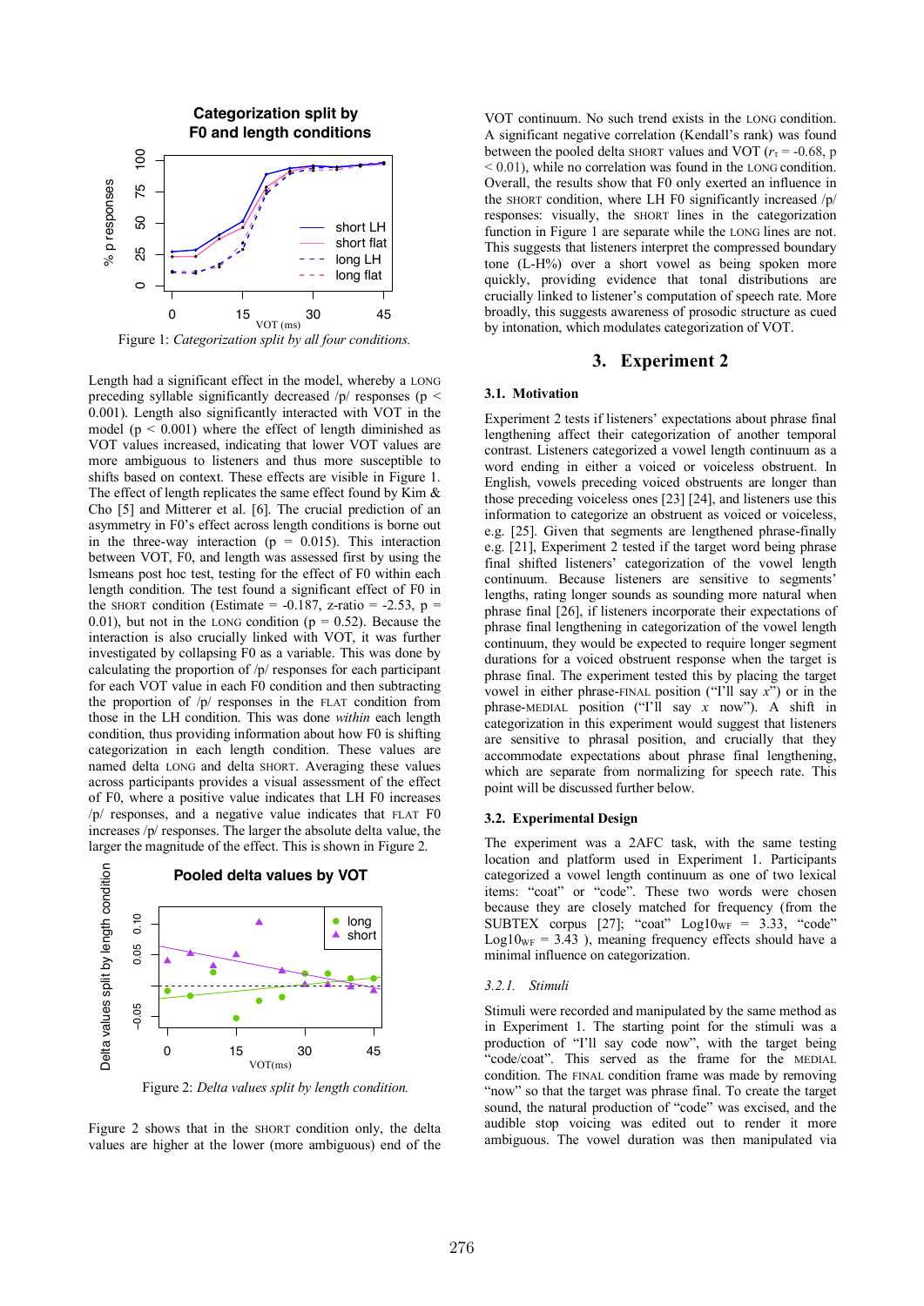Categorization split by F0 and length conditions

% p responses

0
25
50
75
100

0
15
30
45

VOT (ms)

short LH
short flat
long LH
long flat

Figure 1: *Categorization split by all four conditions.*

Length had a significant effect in the model, whereby a LONG preceding syllable significantly decreased /p/ responses ($p < 0.001$). Length also significantly interacted with VOT in the model ($p < 0.001$) where the effect of length diminished as VOT values increased, indicating that lower VOT values are more ambiguous to listeners and thus more susceptible to shifts based on context. These effects are visible in Figure 1. The effect of length replicates the same effect found by Kim & Cho [5] and Mitterer et al. [6]. The crucial prediction of an asymmetry in F0's effect across length conditions is borne out in the three-way interaction ($p = 0.015$). This interaction between VOT, F0, and length was assessed first by using the lsmeans post hoc test, testing for the effect of F0 within each length condition. The test found a significant effect of F0 in the SHORT condition (Estimate = -0.187, z-ratio = -2.53, $p = 0.01$), but not in the LONG condition ($p = 0.52$). Because the interaction is also crucially linked with VOT, it was further investigated by collapsing F0 as a variable. This was done by calculating the proportion of /p/ responses for each participant for each VOT value in each F0 condition and then subtracting the proportion of /p/ responses in the FLAT condition from those in the LH condition. This was done *within* each length condition, thus providing information about how F0 is shifting categorization in each length condition. These values are named delta LONG and delta SHORT. Averaging these values across participants provides a visual assessment of the effect of F0, where a positive value indicates that LH F0 increases /p/ responses, and a negative value indicates that FLAT F0 increases /p/ responses. The larger the absolute delta value, the larger the magnitude of the effect. This is shown in Figure 2.

Pooled delta values by VOT

Delta values split by length condition

-0.05
0.05
0.10

0
15
30
45

VOT(ms)

long
short

Figure 2: *Delta values split by length condition.*

Figure 2 shows that in the SHORT condition only, the delta values are higher at the lower (more ambiguous) end of the VOT continuum. No such trend exists in the LONG condition. A significant negative correlation (Kendall's rank) was found between the pooled delta SHORT values and VOT ($r_\tau = -0.68$, $p < 0.01$), while no correlation was found in the LONG condition. Overall, the results show that F0 only exerted an influence in the SHORT condition, where LH F0 significantly increased /p/ responses: visually, the SHORT lines in the categorization function in Figure 1 are separate while the LONG lines are not. This suggests that listeners interpret the compressed boundary tone (L-H%) over a short vowel as being spoken more quickly, providing evidence that tonal distributions are crucially linked to listener's computation of speech rate. More broadly, this suggests awareness of prosodic structure as cued by intonation, which modulates categorization of VOT.

## 3. Experiment 2

### 3.1. Motivation

Experiment 2 tests if listeners' expectations about phrase final lengthening affect their categorization of another temporal contrast. Listeners categorized a vowel length continuum as a word ending in either a voiced or voiceless obstruent. In English, vowels preceding voiced obstruents are longer than those preceding voiceless ones [23] [24], and listeners use this information to categorize an obstruent as voiced or voiceless, e.g. [25]. Given that segments are lengthened phrase-finally e.g. [21], Experiment 2 tested if the target word being phrase final shifted listeners' categorization of the vowel length continuum. Because listeners are sensitive to segments' lengths, rating longer sounds as sounding more natural when phrase final [26], if listeners incorporate their expectations of phrase final lengthening in categorization of the vowel length continuum, they would be expected to require longer segment durations for a voiced obstruent response when the target is phrase final. The experiment tested this by placing the target vowel in either phrase-FINAL position ("I'll say *x*") or in the phrase-MEDIAL position ("I'll say *x* now"). A shift in categorization in this experiment would suggest that listeners are sensitive to phrasal position, and crucially that they accommodate expectations about phrase final lengthening, which are separate from normalizing for speech rate. This point will be discussed further below.

### 3.2. Experimental Design

The experiment was a 2AFC task, with the same testing location and platform used in Experiment 1. Participants categorized a vowel length continuum as one of two lexical items: "coat" or "code". These two words were chosen because they are closely matched for frequency (from the SUBTEX corpus [27]; "coat" $\text{Log10}_{WF} = 3.33$, "code" $\text{Log10}_{WF} = 3.43$ ), meaning frequency effects should have a minimal influence on categorization.

#### *3.2.1. Stimuli*

Stimuli were recorded and manipulated by the same method as in Experiment 1. The starting point for the stimuli was a production of "I'll say code now", with the target being "code/coat". This served as the frame for the MEDIAL condition. The FINAL condition frame was made by removing "now" so that the target was phrase final. To create the target sound, the natural production of "code" was excised, and the audible stop voicing was edited out to render it more ambiguous. The vowel duration was then manipulated via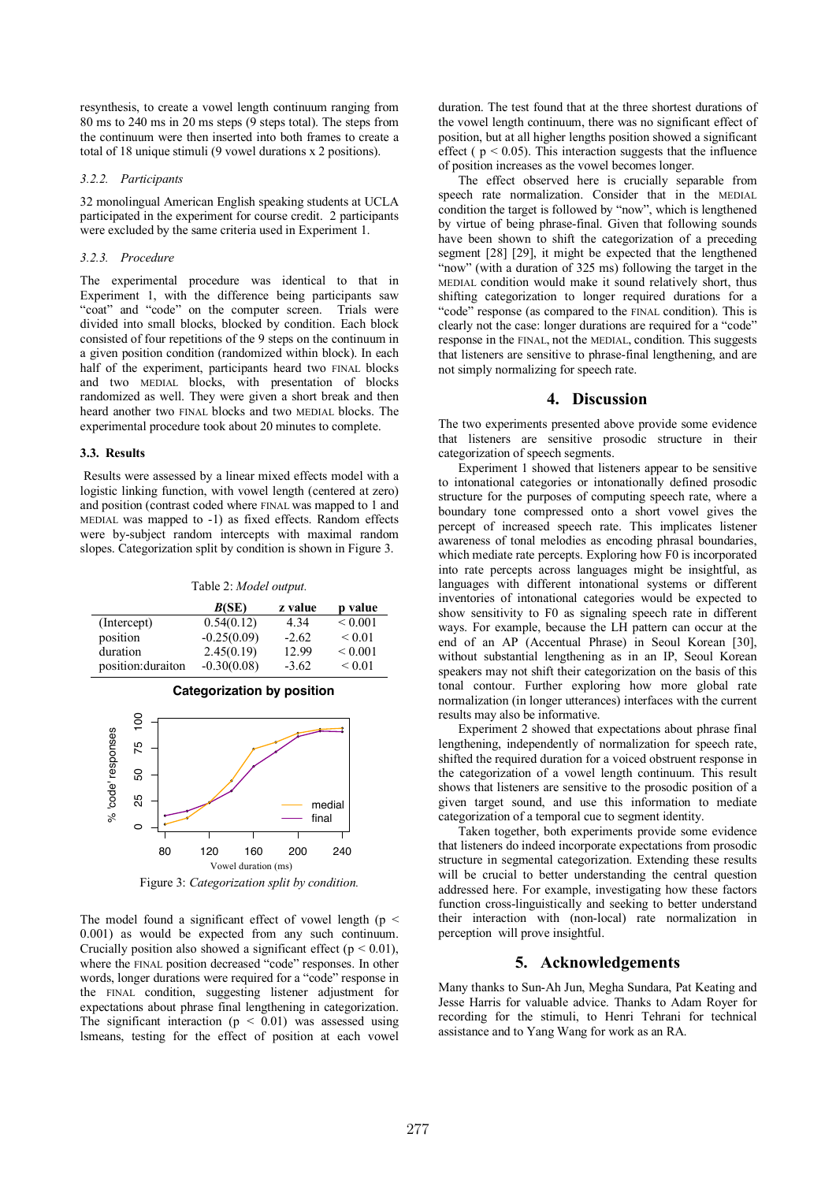resynthesis, to create a vowel length continuum ranging from 80 ms to 240 ms in 20 ms steps (9 steps total). The steps from the continuum were then inserted into both frames to create a total of 18 unique stimuli (9 vowel durations x 2 positions).

#### 3.2.2. Participants

32 monolingual American English speaking students at UCLA participated in the experiment for course credit. 2 participants were excluded by the same criteria used in Experiment 1.

#### 3.2.3. Procedure

The experimental procedure was identical to that in Experiment 1, with the difference being participants saw "coat" and "code" on the computer screen. Trials were divided into small blocks, blocked by condition. Each block consisted of four repetitions of the 9 steps on the continuum in a given position condition (randomized within block). In each half of the experiment, participants heard two FINAL blocks and two MEDIAL blocks, with presentation of blocks randomized as well. They were given a short break and then heard another two FINAL blocks and two MEDIAL blocks. The experimental procedure took about 20 minutes to complete.

### 3.3. Results

Results were assessed by a linear mixed effects model with a logistic linking function, with vowel length (centered at zero) and position (contrast coded where FINAL was mapped to 1 and MEDIAL was mapped to -1) as fixed effects. Random effects were by-subject random intercepts with maximal random slopes. Categorization split by condition is shown in Figure 3.

Table 2: *Model output.*

| | *B*(SE) | z value | p value |
|---|---|---|---|
| (Intercept) | 0.54(0.12) | 4.34 | < 0.001 |
| position | -0.25(0.09) | -2.62 | < 0.01 |
| duration | 2.45(0.19) | 12.99 | < 0.001 |
| position:duraiton | -0.30(0.08) | -3.62 | < 0.01 |

Figure 3: *Categorization split by condition.*

The model found a significant effect of vowel length ($p < 0.001$) as would be expected from any such continuum. Crucially position also showed a significant effect ($p < 0.01$), where the FINAL position decreased "code" responses. In other words, longer durations were required for a "code" response in the FINAL condition, suggesting listener adjustment for expectations about phrase final lengthening in categorization. The significant interaction ($p < 0.01$) was assessed using lsmeans, testing for the effect of position at each vowel duration. The test found that at the three shortest durations of the vowel length continuum, there was no significant effect of position, but at all higher lengths position showed a significant effect ( $p < 0.05$). This interaction suggests that the influence of position increases as the vowel becomes longer.

The effect observed here is crucially separable from speech rate normalization. Consider that in the MEDIAL condition the target is followed by "now", which is lengthened by virtue of being phrase-final. Given that following sounds have been shown to shift the categorization of a preceding segment [28] [29], it might be expected that the lengthened "now" (with a duration of 325 ms) following the target in the MEDIAL condition would make it sound relatively short, thus shifting categorization to longer required durations for a "code" response (as compared to the FINAL condition). This is clearly not the case: longer durations are required for a "code" response in the FINAL, not the MEDIAL, condition. This suggests that listeners are sensitive to phrase-final lengthening, and are not simply normalizing for speech rate.

## 4. Discussion

The two experiments presented above provide some evidence that listeners are sensitive prosodic structure in their categorization of speech segments.

Experiment 1 showed that listeners appear to be sensitive to intonational categories or intonationally defined prosodic structure for the purposes of computing speech rate, where a boundary tone compressed onto a short vowel gives the percept of increased speech rate. This implicates listener awareness of tonal melodies as encoding phrasal boundaries, which mediate rate percepts. Exploring how F0 is incorporated into rate percepts across languages might be insightful, as languages with different intonational systems or different inventories of intonational categories would be expected to show sensitivity to F0 as signaling speech rate in different ways. For example, because the LH pattern can occur at the end of an AP (Accentual Phrase) in Seoul Korean [30], without substantial lengthening as in an IP, Seoul Korean speakers may not shift their categorization on the basis of this tonal contour. Further exploring how more global rate normalization (in longer utterances) interfaces with the current results may also be informative.

Experiment 2 showed that expectations about phrase final lengthening, independently of normalization for speech rate, shifted the required duration for a voiced obstruent response in the categorization of a vowel length continuum. This result shows that listeners are sensitive to the prosodic position of a given target sound, and use this information to mediate categorization of a temporal cue to segment identity.

Taken together, both experiments provide some evidence that listeners do indeed incorporate expectations from prosodic structure in segmental categorization. Extending these results will be crucial to better understanding the central question addressed here. For example, investigating how these factors function cross-linguistically and seeking to better understand their interaction with (non-local) rate normalization in perception will prove insightful.

## 5. Acknowledgements

Many thanks to Sun-Ah Jun, Megha Sundara, Pat Keating and Jesse Harris for valuable advice. Thanks to Adam Royer for recording for the stimuli, to Henri Tehrani for technical assistance and to Yang Wang for work as an RA.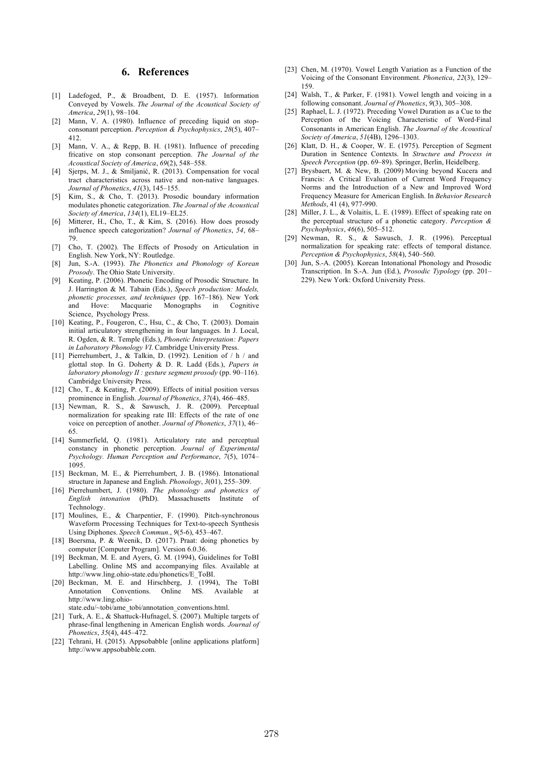# 6. References

[1] Ladefoged, P., & Broadbent, D. E. (1957). Information Conveyed by Vowels. *The Journal of the Acoustical Society of America*, *29*(1), 98–104.

[2] Mann, V. A. (1980). Influence of preceding liquid on stop-consonant perception. *Perception & Psychophysics*, *28*(5), 407–412.

[3] Mann, V. A., & Repp, B. H. (1981). Influence of preceding fricative on stop consonant perception. *The Journal of the Acoustical Society of America*, *69*(2), 548–558.

[4] Sjerps, M. J., & Smiljanić, R. (2013). Compensation for vocal tract characteristics across native and non-native languages. *Journal of Phonetics*, *41*(3), 145–155.

[5] Kim, S., & Cho, T. (2013). Prosodic boundary information modulates phonetic categorization. *The Journal of the Acoustical Society of America*, *134*(1), EL19–EL25.

[6] Mitterer, H., Cho, T., & Kim, S. (2016). How does prosody influence speech categorization? *Journal of Phonetics*, *54*, 68–79.

[7] Cho, T. (2002). The Effects of Prosody on Articulation in English. New York, NY: Routledge.

[8] Jun, S.-A. (1993). *The Phonetics and Phonology of Korean Prosody*. The Ohio State University.

[9] Keating, P. (2006). Phonetic Encoding of Prosodic Structure. In J. Harrington & M. Tabain (Eds.), *Speech production: Models, phonetic processes, and techniques* (pp. 167–186). New York and Hove: Macquarie Monographs in Cognitive Science, Psychology Press.

[10] Keating, P., Fougeron, C., Hsu, C., & Cho, T. (2003). Domain initial articulatory strengthening in four languages. In J. Local, R. Ogden, & R. Temple (Eds.), *Phonetic Interpretation: Papers in Laboratory Phonology VI*. Cambridge University Press.

[11] Pierrehumbert, J., & Talkin, D. (1992). Lenition of / h / and glottal stop. In G. Doherty & D. R. Ladd (Eds.), *Papers in laboratory phonology II : gesture segment prosody* (pp. 90–116). Cambridge University Press.

[12] Cho, T., & Keating, P. (2009). Effects of initial position versus prominence in English. *Journal of Phonetics*, *37*(4), 466–485.

[13] Newman, R. S., & Sawusch, J. R. (2009). Perceptual normalization for speaking rate III: Effects of the rate of one voice on perception of another. *Journal of Phonetics*, *37*(1), 46–65.

[14] Summerfield, Q. (1981). Articulatory rate and perceptual constancy in phonetic perception. *Journal of Experimental Psychology. Human Perception and Performance*, *7*(5), 1074–1095.

[15] Beckman, M. E., & Pierrehumbert, J. B. (1986). Intonational structure in Japanese and English. *Phonology*, *3*(01), 255–309.

[16] Pierrehumbert, J. (1980). *The phonology and phonetics of English intonation* (PhD). Massachusetts Institute of Technology.

[17] Moulines, E., & Charpentier, F. (1990). Pitch-synchronous Waveform Processing Techniques for Text-to-speech Synthesis Using Diphones. *Speech Commun.*, *9*(5-6), 453–467.

[18] Boersma, P. & Weenik, D. (2017). Praat: doing phonetics by computer [Computer Program]. Version 6.0.36.

[19] Beckman, M. E. and Ayers, G. M. (1994), Guidelines for ToBI Labelling. Online MS and accompanying files. Available at http://www.ling.ohio-state.edu/phonetics/E_ToBI.

[20] Beckman, M. E. and Hirschberg, J. (1994), The ToBI Annotation Conventions. Online MS. Available at http://www.ling.ohio-state.edu/~tobi/ame_tobi/annotation_conventions.html.

[21] Turk, A. E., & Shattuck-Hufnagel, S. (2007). Multiple targets of phrase-final lengthening in American English words. *Journal of Phonetics*, *35*(4), 445–472.

[22] Tehrani, H. (2015). Appsobabble [online applications platform] http://www.appsobabble.com.

[23] Chen, M. (1970). Vowel Length Variation as a Function of the Voicing of the Consonant Environment. *Phonetica*, *22*(3), 129–159.

[24] Walsh, T., & Parker, F. (1981). Vowel length and voicing in a following consonant. *Journal of Phonetics*, *9*(3), 305–308.

[25] Raphael, L. J. (1972). Preceding Vowel Duration as a Cue to the Perception of the Voicing Characteristic of Word-Final Consonants in American English. *The Journal of the Acoustical Society of America*, *51*(4B), 1296–1303.

[26] Klatt, D. H., & Cooper, W. E. (1975). Perception of Segment Duration in Sentence Contexts. In *Structure and Process in Speech Perception* (pp. 69–89). Springer, Berlin, Heidelberg.

[27] Brysbaert, M. & New, B. (2009) Moving beyond Kucera and Francis: A Critical Evaluation of Current Word Frequency Norms and the Introduction of a New and Improved Word Frequency Measure for American English. In *Behavior Research Methods*, 41 (4), 977-990.

[28] Miller, J. L., & Volaitis, L. E. (1989). Effect of speaking rate on the perceptual structure of a phonetic category. *Perception & Psychophysics*, *46*(6), 505–512.

[29] Newman, R. S., & Sawusch, J. R. (1996). Perceptual normalization for speaking rate: effects of temporal distance. *Perception & Psychophysics*, *58*(4), 540–560.

[30] Jun, S.-A. (2005). Korean Intonational Phonology and Prosodic Transcription. In S.-A. Jun (Ed.), *Prosodic Typology* (pp. 201–229). New York: Oxford University Press.